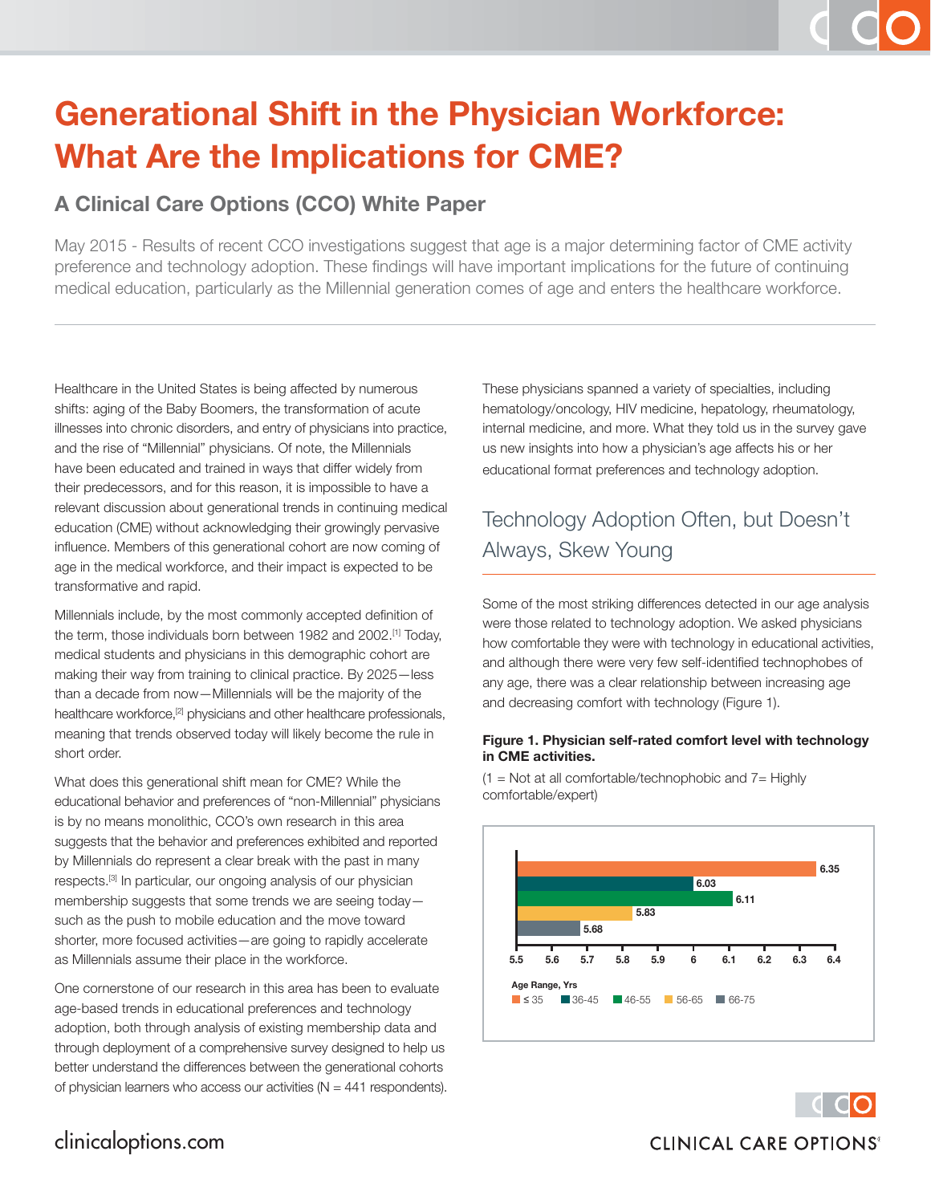# Generational Shift in the Physician Workforce: What Are the Implications for CME?

## A Clinical Care Options (CCO) White Paper

May 2015 - Results of recent CCO investigations suggest that age is a major determining factor of CME activity preference and technology adoption. These findings will have important implications for the future of continuing medical education, particularly as the Millennial generation comes of age and enters the healthcare workforce.

---

Healthcare in the United States is being affected by numerous shifts: aging of the Baby Boomers, the transformation of acute illnesses into chronic disorders, and entry of physicians into practice, and the rise of "Millennial" physicians. Of note, the Millennials have been educated and trained in ways that differ widely from their predecessors, and for this reason, it is impossible to have a relevant discussion about generational trends in continuing medical education (CME) without acknowledging their growingly pervasive influence. Members of this generational cohort are now coming of age in the medical workforce, and their impact is expected to be transformative and rapid.

Millennials include, by the most commonly accepted definition of the term, those individuals born between 1982 and 2002.[1] Today, medical students and physicians in this demographic cohort are making their way from training to clinical practice. By 2025—less than a decade from now—Millennials will be the majority of the healthcare workforce,[2] physicians and other healthcare professionals, meaning that trends observed today will likely become the rule in short order.

What does this generational shift mean for CME? While the educational behavior and preferences of "non-Millennial" physicians is by no means monolithic, CCO's own research in this area suggests that the behavior and preferences exhibited and reported by Millennials do represent a clear break with the past in many respects.[3] In particular, our ongoing analysis of our physician membership suggests that some trends we are seeing today—such as the push to mobile education and the move toward shorter, more focused activities—are going to rapidly accelerate as Millennials assume their place in the workforce.

One cornerstone of our research in this area has been to evaluate age-based trends in educational preferences and technology adoption, both through analysis of existing membership data and through deployment of a comprehensive survey designed to help us better understand the differences between the generational cohorts of physician learners who access our activities (N = 441 respondents). These physicians spanned a variety of specialties, including hematology/oncology, HIV medicine, hepatology, rheumatology, internal medicine, and more. What they told us in the survey gave us new insights into how a physician's age affects his or her educational format preferences and technology adoption.

## Technology Adoption Often, but Doesn't Always, Skew Young

Some of the most striking differences detected in our age analysis were those related to technology adoption. We asked physicians how comfortable they were with technology in educational activities, and although there were very few self-identified technophobes of any age, there was a clear relationship between increasing age and decreasing comfort with technology (Figure 1).

**Figure 1. Physician self-rated comfort level with technology in CME activities.**

(1 = Not at all comfortable/technophobic and 7= Highly comfortable/expert)

| Age Range, Yrs | Comfort Level |
|---|---|
| ≤ 35 | 6.35 |
| 36-45 | 6.03 |
| 46-55 | 6.11 |
| 56-65 | 5.83 |
| 66-75 | 5.68 |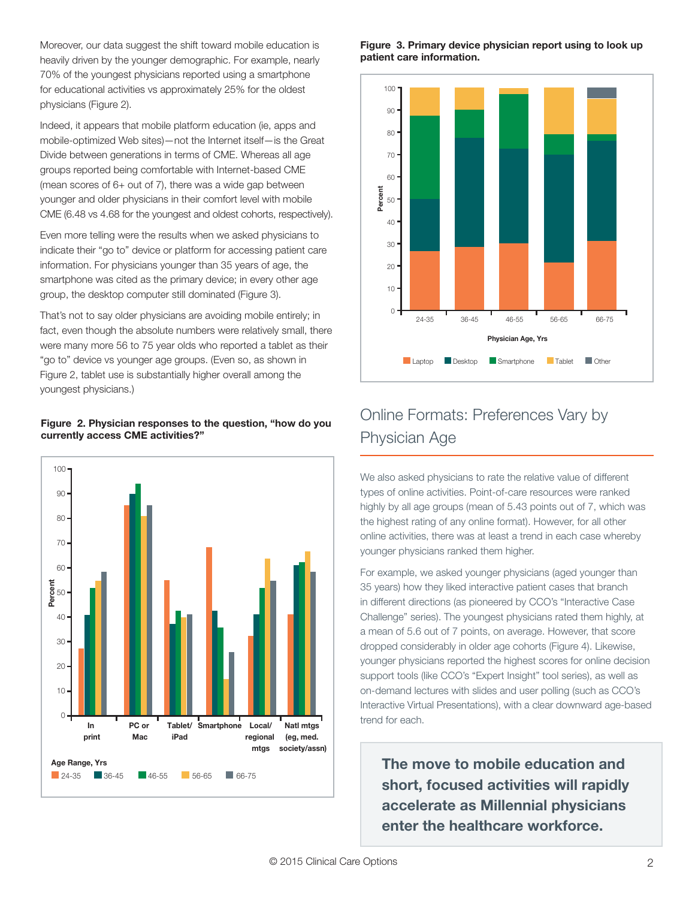Moreover, our data suggest the shift toward mobile education is heavily driven by the younger demographic. For example, nearly 70% of the youngest physicians reported using a smartphone for educational activities vs approximately 25% for the oldest physicians (Figure 2).

Indeed, it appears that mobile platform education (ie, apps and mobile-optimized Web sites)—not the Internet itself—is the Great Divide between generations in terms of CME. Whereas all age groups reported being comfortable with Internet-based CME (mean scores of 6+ out of 7), there was a wide gap between younger and older physicians in their comfort level with mobile CME (6.48 vs 4.68 for the youngest and oldest cohorts, respectively).

Even more telling were the results when we asked physicians to indicate their "go to" device or platform for accessing patient care information. For physicians younger than 35 years of age, the smartphone was cited as the primary device; in every other age group, the desktop computer still dominated (Figure 3).

That's not to say older physicians are avoiding mobile entirely; in fact, even though the absolute numbers were relatively small, there were many more 56 to 75 year olds who reported a tablet as their "go to" device vs younger age groups. (Even so, as shown in Figure 2, tablet use is substantially higher overall among the youngest physicians.)

**Figure 2. Physician responses to the question, "how do you currently access CME activities?"**

**Figure 3. Primary device physician report using to look up patient care information.**

## Online Formats: Preferences Vary by Physician Age

We also asked physicians to rate the relative value of different types of online activities. Point-of-care resources were ranked highly by all age groups (mean of 5.43 points out of 7, which was the highest rating of any online format). However, for all other online activities, there was at least a trend in each case whereby younger physicians ranked them higher.

For example, we asked younger physicians (aged younger than 35 years) how they liked interactive patient cases that branch in different directions (as pioneered by CCO's "Interactive Case Challenge" series). The youngest physicians rated them highly, at a mean of 5.6 out of 7 points, on average. However, that score dropped considerably in older age cohorts (Figure 4). Likewise, younger physicians reported the highest scores for online decision support tools (like CCO's "Expert Insight" tool series), as well as on-demand lectures with slides and user polling (such as CCO's Interactive Virtual Presentations), with a clear downward age-based trend for each.

**The move to mobile education and short, focused activities will rapidly accelerate as Millennial physicians enter the healthcare workforce.**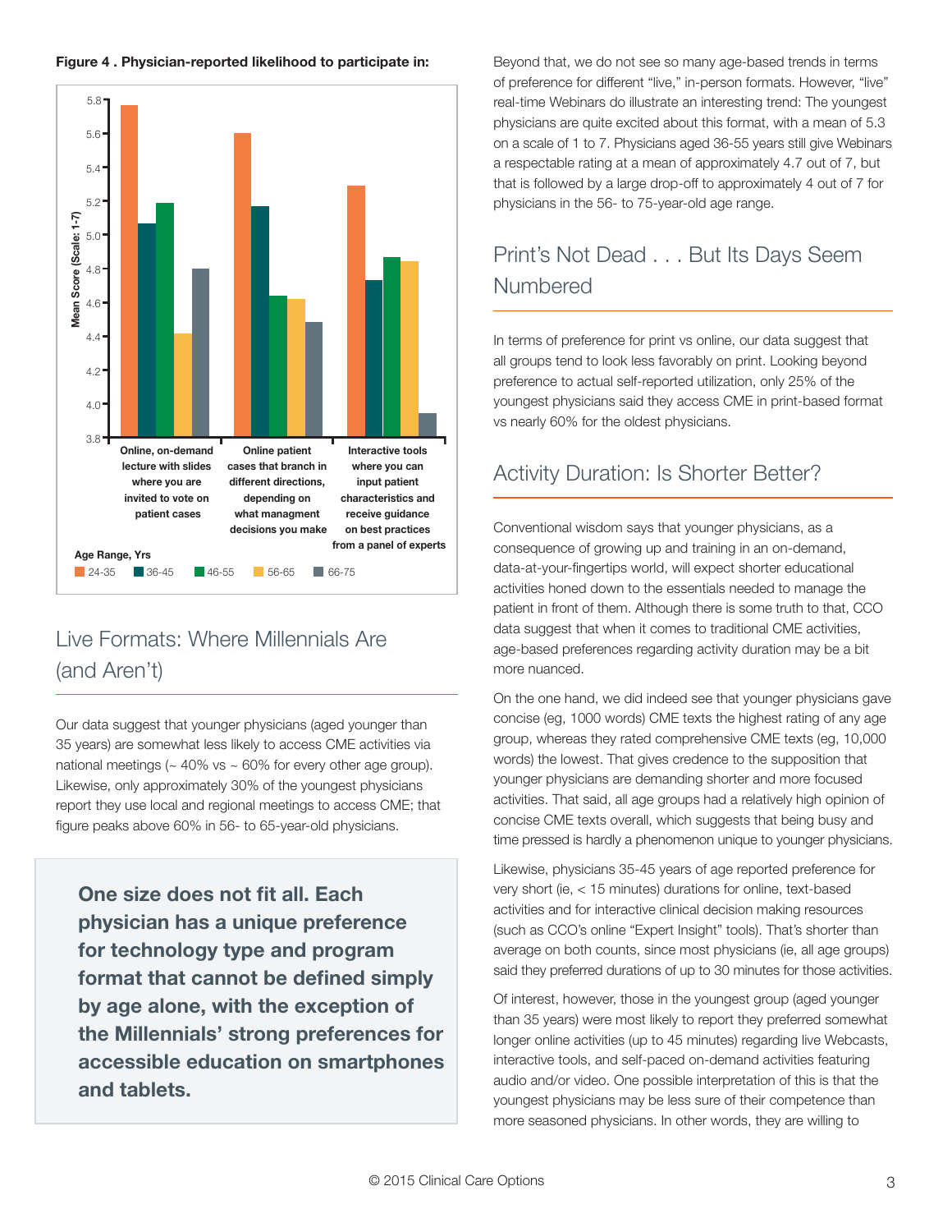**Figure 4 . Physician-reported likelihood to participate in:**

## Live Formats: Where Millennials Are (and Aren't)

Our data suggest that younger physicians (aged younger than 35 years) are somewhat less likely to access CME activities via national meetings (~ 40% vs ~ 60% for every other age group). Likewise, only approximately 30% of the youngest physicians report they use local and regional meetings to access CME; that figure peaks above 60% in 56- to 65-year-old physicians.

> **One size does not fit all. Each physician has a unique preference for technology type and program format that cannot be defined simply by age alone, with the exception of the Millennials' strong preferences for accessible education on smartphones and tablets.**

Beyond that, we do not see so many age-based trends in terms of preference for different "live," in-person formats. However, "live" real-time Webinars do illustrate an interesting trend: The youngest physicians are quite excited about this format, with a mean of 5.3 on a scale of 1 to 7. Physicians aged 36-55 years still give Webinars a respectable rating at a mean of approximately 4.7 out of 7, but that is followed by a large drop-off to approximately 4 out of 7 for physicians in the 56- to 75-year-old age range.

## Print's Not Dead . . . But Its Days Seem Numbered

In terms of preference for print vs online, our data suggest that all groups tend to look less favorably on print. Looking beyond preference to actual self-reported utilization, only 25% of the youngest physicians said they access CME in print-based format vs nearly 60% for the oldest physicians.

## Activity Duration: Is Shorter Better?

Conventional wisdom says that younger physicians, as a consequence of growing up and training in an on-demand, data-at-your-fingertips world, will expect shorter educational activities honed down to the essentials needed to manage the patient in front of them. Although there is some truth to that, CCO data suggest that when it comes to traditional CME activities, age-based preferences regarding activity duration may be a bit more nuanced.

On the one hand, we did indeed see that younger physicians gave concise (eg, 1000 words) CME texts the highest rating of any age group, whereas they rated comprehensive CME texts (eg, 10,000 words) the lowest. That gives credence to the supposition that younger physicians are demanding shorter and more focused activities. That said, all age groups had a relatively high opinion of concise CME texts overall, which suggests that being busy and time pressed is hardly a phenomenon unique to younger physicians.

Likewise, physicians 35-45 years of age reported preference for very short (ie, < 15 minutes) durations for online, text-based activities and for interactive clinical decision making resources (such as CCO's online "Expert Insight" tools). That's shorter than average on both counts, since most physicians (ie, all age groups) said they preferred durations of up to 30 minutes for those activities.

Of interest, however, those in the youngest group (aged younger than 35 years) were most likely to report they preferred somewhat longer online activities (up to 45 minutes) regarding live Webcasts, interactive tools, and self-paced on-demand activities featuring audio and/or video. One possible interpretation of this is that the youngest physicians may be less sure of their competence than more seasoned physicians. In other words, they are willing to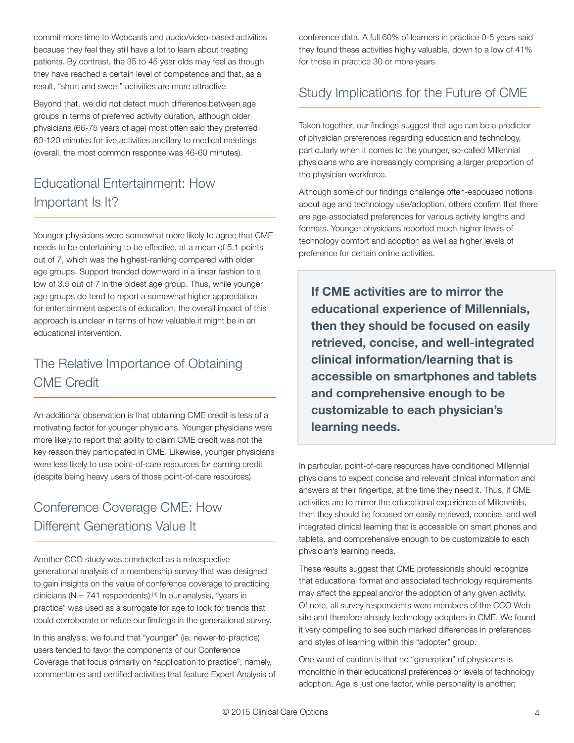commit more time to Webcasts and audio/video-based activities because they feel they still have a lot to learn about treating patients. By contrast, the 35 to 45 year olds may feel as though they have reached a certain level of competence and that, as a result, "short and sweet" activities are more attractive.

Beyond that, we did not detect much difference between age groups in terms of preferred activity duration, although older physicians (66-75 years of age) most often said they preferred 60-120 minutes for live activities ancillary to medical meetings (overall, the most common response was 46-60 minutes).

## Educational Entertainment: How Important Is It?

Younger physicians were somewhat more likely to agree that CME needs to be entertaining to be effective, at a mean of 5.1 points out of 7, which was the highest-ranking compared with older age groups. Support trended downward in a linear fashion to a low of 3.5 out of 7 in the oldest age group. Thus, while younger age groups do tend to report a somewhat higher appreciation for entertainment aspects of education, the overall impact of this approach is unclear in terms of how valuable it might be in an educational intervention.

## The Relative Importance of Obtaining CME Credit

An additional observation is that obtaining CME credit is less of a motivating factor for younger physicians. Younger physicians were more likely to report that ability to claim CME credit was not the key reason they participated in CME. Likewise, younger physicians were less likely to use point-of-care resources for earning credit (despite being heavy users of those point-of-care resources).

## Conference Coverage CME: How Different Generations Value It

Another CCO study was conducted as a retrospective generational analysis of a membership survey that was designed to gain insights on the value of conference coverage to practicing clinicians (N = 741 respondents).[4] In our analysis, "years in practice" was used as a surrogate for age to look for trends that could corroborate or refute our findings in the generational survey.

In this analysis, we found that "younger" (ie, newer-to-practice) users tended to favor the components of our Conference Coverage that focus primarily on "application to practice"; namely, commentaries and certified activities that feature Expert Analysis of conference data. A full 60% of learners in practice 0-5 years said they found these activities highly valuable, down to a low of 41% for those in practice 30 or more years.

## Study Implications for the Future of CME

Taken together, our findings suggest that age can be a predictor of physician preferences regarding education and technology, particularly when it comes to the younger, so-called Millennial physicians who are increasingly comprising a larger proportion of the physician workforce.

Although some of our findings challenge often-espoused notions about age and technology use/adoption, others confirm that there are age-associated preferences for various activity lengths and formats. Younger physicians reported much higher levels of technology comfort and adoption as well as higher levels of preference for certain online activities.

> **If CME activities are to mirror the educational experience of Millennials, then they should be focused on easily retrieved, concise, and well-integrated clinical information/learning that is accessible on smartphones and tablets and comprehensive enough to be customizable to each physician's learning needs.**

In particular, point-of-care resources have conditioned Millennial physicians to expect concise and relevant clinical information and answers at their fingertips, at the time they need it. Thus, if CME activities are to mirror the educational experience of Millennials, then they should be focused on easily retrieved, concise, and well integrated clinical learning that is accessible on smart phones and tablets, and comprehensive enough to be customizable to each physician's learning needs.

These results suggest that CME professionals should recognize that educational format and associated technology requirements may affect the appeal and/or the adoption of any given activity. Of note, all survey respondents were members of the CCO Web site and therefore already technology adopters in CME. We found it very compelling to see such marked differences in preferences and styles of learning within this "adopter" group.

One word of caution is that no "generation" of physicians is monolithic in their educational preferences or levels of technology adoption. Age is just one factor, while personality is another;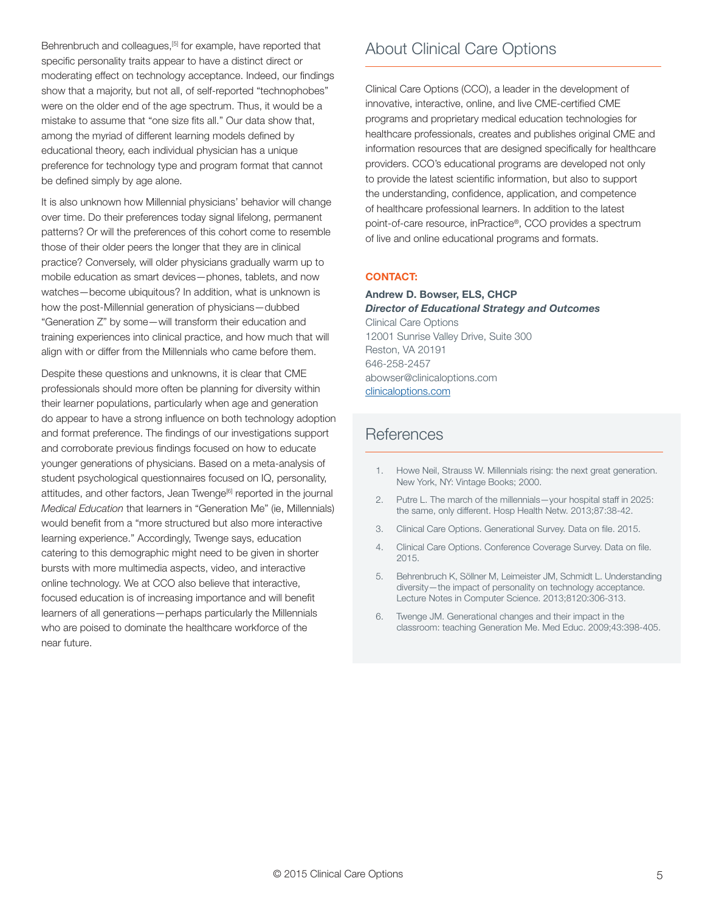Behrenbruch and colleagues,[5] for example, have reported that specific personality traits appear to have a distinct direct or moderating effect on technology acceptance. Indeed, our findings show that a majority, but not all, of self-reported "technophobes" were on the older end of the age spectrum. Thus, it would be a mistake to assume that "one size fits all." Our data show that, among the myriad of different learning models defined by educational theory, each individual physician has a unique preference for technology type and program format that cannot be defined simply by age alone.

It is also unknown how Millennial physicians' behavior will change over time. Do their preferences today signal lifelong, permanent patterns? Or will the preferences of this cohort come to resemble those of their older peers the longer that they are in clinical practice? Conversely, will older physicians gradually warm up to mobile education as smart devices—phones, tablets, and now watches—become ubiquitous? In addition, what is unknown is how the post-Millennial generation of physicians—dubbed "Generation Z" by some—will transform their education and training experiences into clinical practice, and how much that will align with or differ from the Millennials who came before them.

Despite these questions and unknowns, it is clear that CME professionals should more often be planning for diversity within their learner populations, particularly when age and generation do appear to have a strong influence on both technology adoption and format preference. The findings of our investigations support and corroborate previous findings focused on how to educate younger generations of physicians. Based on a meta-analysis of student psychological questionnaires focused on IQ, personality, attitudes, and other factors, Jean Twenge[6] reported in the journal *Medical Education* that learners in "Generation Me" (ie, Millennials) would benefit from a "more structured but also more interactive learning experience." Accordingly, Twenge says, education catering to this demographic might need to be given in shorter bursts with more multimedia aspects, video, and interactive online technology. We at CCO also believe that interactive, focused education is of increasing importance and will benefit learners of all generations—perhaps particularly the Millennials who are poised to dominate the healthcare workforce of the near future.

## About Clinical Care Options

Clinical Care Options (CCO), a leader in the development of innovative, interactive, online, and live CME-certified CME programs and proprietary medical education technologies for healthcare professionals, creates and publishes original CME and information resources that are designed specifically for healthcare providers. CCO's educational programs are developed not only to provide the latest scientific information, but also to support the understanding, confidence, application, and competence of healthcare professional learners. In addition to the latest point-of-care resource, inPractice®, CCO provides a spectrum of live and online educational programs and formats.

**CONTACT:**

**Andrew D. Bowser, ELS, CHCP**
***Director of Educational Strategy and Outcomes***
Clinical Care Options
12001 Sunrise Valley Drive, Suite 300
Reston, VA 20191
646-258-2457
abowser@clinicaloptions.com
clinicaloptions.com

## References

1. Howe Neil, Strauss W. Millennials rising: the next great generation. New York, NY: Vintage Books; 2000.
2. Putre L. The march of the millennials—your hospital staff in 2025: the same, only different. Hosp Health Netw. 2013;87:38-42.
3. Clinical Care Options. Generational Survey. Data on file. 2015.
4. Clinical Care Options. Conference Coverage Survey. Data on file. 2015.
5. Behrenbruch K, Söllner M, Leimeister JM, Schmidt L. Understanding diversity—the impact of personality on technology acceptance. Lecture Notes in Computer Science. 2013;8120:306-313.
6. Twenge JM. Generational changes and their impact in the classroom: teaching Generation Me. Med Educ. 2009;43:398-405.

© 2015 Clinical Care Options